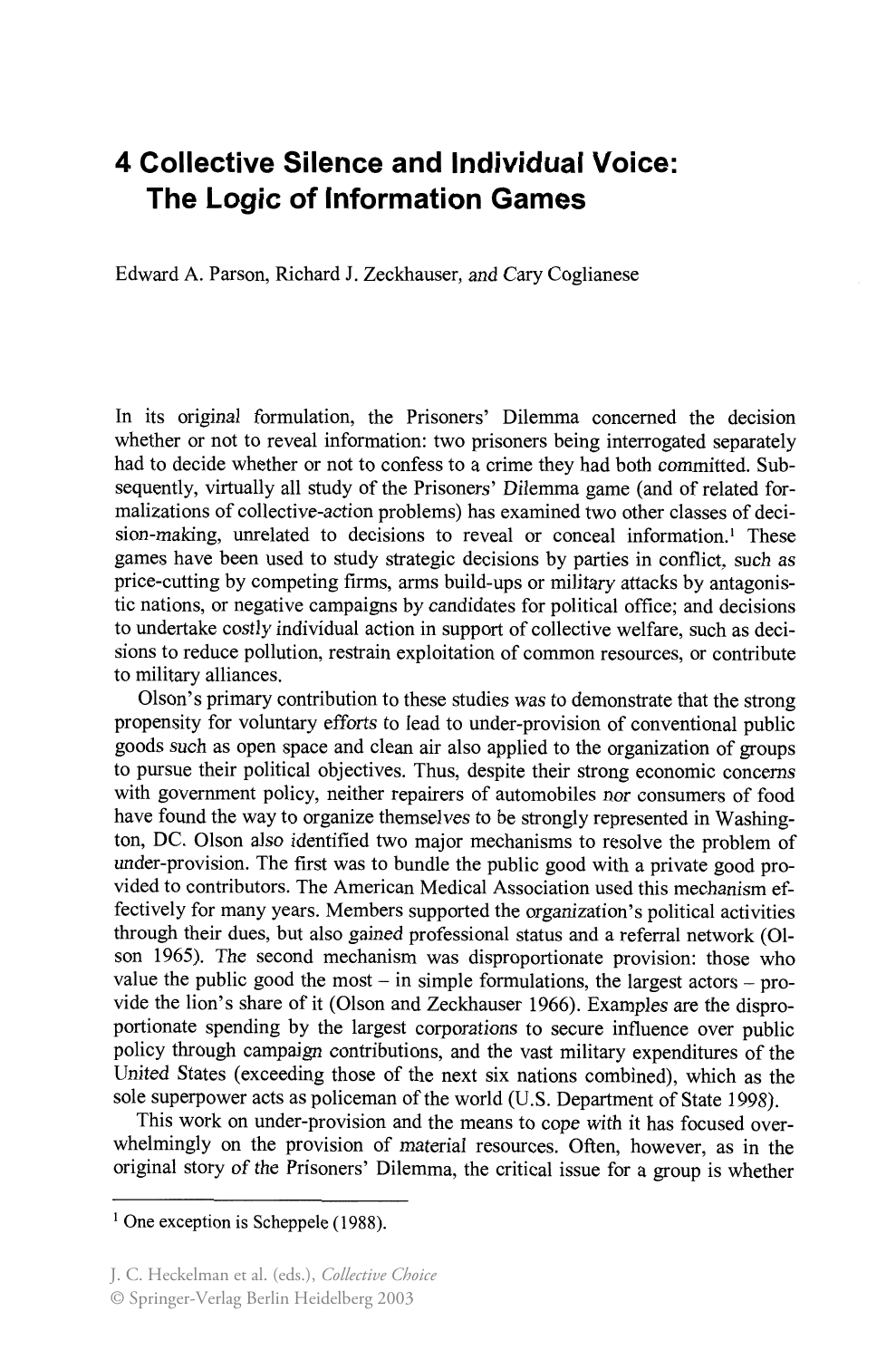# 4 Collective Silence and Individual Voice: The Logic of Information Games

Edward A. Parson, Richard J. Zeckhauser, and Cary Coglianese

In its original formulation, the Prisoners' Dilemma concerned the decision whether or not to reveal information: two prisoners being interrogated separately had to decide whether or not to confess to a crime they had both committed. Subsequently, virtually all study of the Prisoners' Dilemma game (and of related formalizations of collective-action problems) has examined two other classes of decision-making, unrelated to decisions to reveal or conceal information.[1] These games have been used to study strategic decisions by parties in conflict, such as price-cutting by competing firms, arms build-ups or military attacks by antagonistic nations, or negative campaigns by candidates for political office; and decisions to undertake costly individual action in support of collective welfare, such as decisions to reduce pollution, restrain exploitation of common resources, or contribute to military alliances.

Olson's primary contribution to these studies was to demonstrate that the strong propensity for voluntary efforts to lead to under-provision of conventional public goods such as open space and clean air also applied to the organization of groups to pursue their political objectives. Thus, despite their strong economic concerns with government policy, neither repairers of automobiles nor consumers of food have found the way to organize themselves to be strongly represented in Washington, DC. Olson also identified two major mechanisms to resolve the problem of under-provision. The first was to bundle the public good with a private good provided to contributors. The American Medical Association used this mechanism effectively for many years. Members supported the organization's political activities through their dues, but also gained professional status and a referral network (Olson 1965). The second mechanism was disproportionate provision: those who value the public good the most – in simple formulations, the largest actors – provide the lion's share of it (Olson and Zeckhauser 1966). Examples are the disproportionate spending by the largest corporations to secure influence over public policy through campaign contributions, and the vast military expenditures of the United States (exceeding those of the next six nations combined), which as the sole superpower acts as policeman of the world (U.S. Department of State 1998).

This work on under-provision and the means to cope with it has focused overwhelmingly on the provision of material resources. Often, however, as in the original story of the Prisoners' Dilemma, the critical issue for a group is whether

---

[1] One exception is Scheppele (1988).

J. C. Heckelman et al. (eds.), *Collective Choice*
© Springer-Verlag Berlin Heidelberg 2003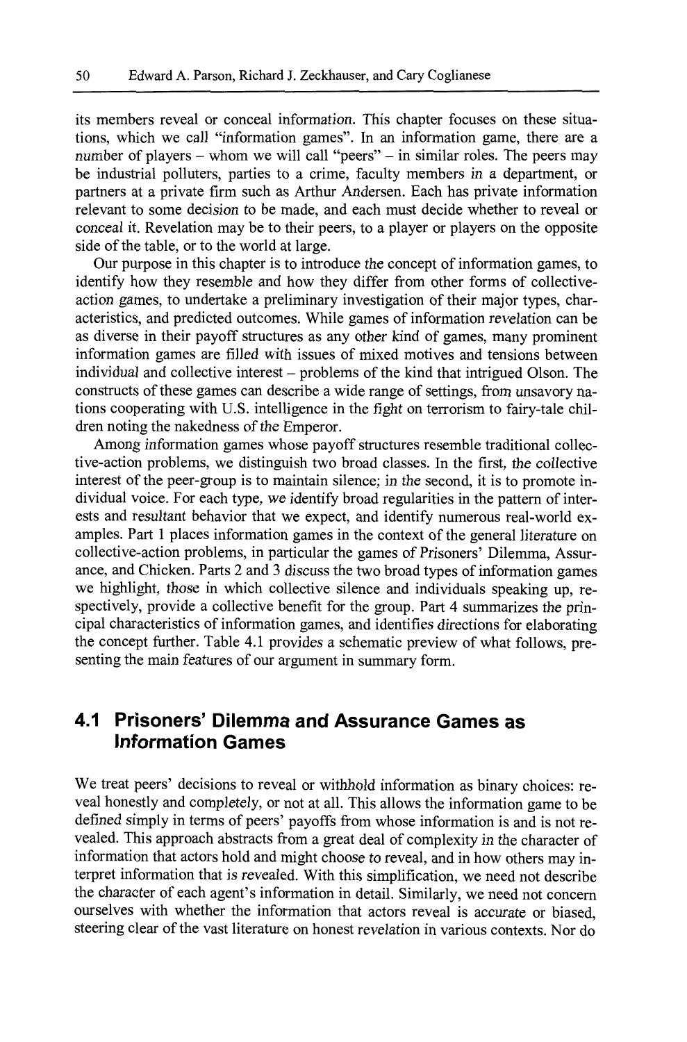its members reveal or conceal information. This chapter focuses on these situations, which we call "information games". In an information game, there are a number of players – whom we will call "peers" – in similar roles. The peers may be industrial polluters, parties to a crime, faculty members in a department, or partners at a private firm such as Arthur Andersen. Each has private information relevant to some decision to be made, and each must decide whether to reveal or conceal it. Revelation may be to their peers, to a player or players on the opposite side of the table, or to the world at large.

Our purpose in this chapter is to introduce the concept of information games, to identify how they resemble and how they differ from other forms of collective-action games, to undertake a preliminary investigation of their major types, characteristics, and predicted outcomes. While games of information revelation can be as diverse in their payoff structures as any other kind of games, many prominent information games are filled with issues of mixed motives and tensions between individual and collective interest – problems of the kind that intrigued Olson. The constructs of these games can describe a wide range of settings, from unsavory nations cooperating with U.S. intelligence in the fight on terrorism to fairy-tale children noting the nakedness of the Emperor.

Among information games whose payoff structures resemble traditional collective-action problems, we distinguish two broad classes. In the first, the collective interest of the peer-group is to maintain silence; in the second, it is to promote individual voice. For each type, we identify broad regularities in the pattern of interests and resultant behavior that we expect, and identify numerous real-world examples. Part 1 places information games in the context of the general literature on collective-action problems, in particular the games of Prisoners' Dilemma, Assurance, and Chicken. Parts 2 and 3 discuss the two broad types of information games we highlight, those in which collective silence and individuals speaking up, respectively, provide a collective benefit for the group. Part 4 summarizes the principal characteristics of information games, and identifies directions for elaborating the concept further. Table 4.1 provides a schematic preview of what follows, presenting the main features of our argument in summary form.

## 4.1 Prisoners' Dilemma and Assurance Games as Information Games

We treat peers' decisions to reveal or withhold information as binary choices: reveal honestly and completely, or not at all. This allows the information game to be defined simply in terms of peers' payoffs from whose information is and is not revealed. This approach abstracts from a great deal of complexity in the character of information that actors hold and might choose to reveal, and in how others may interpret information that is revealed. With this simplification, we need not describe the character of each agent's information in detail. Similarly, we need not concern ourselves with whether the information that actors reveal is accurate or biased, steering clear of the vast literature on honest revelation in various contexts. Nor do